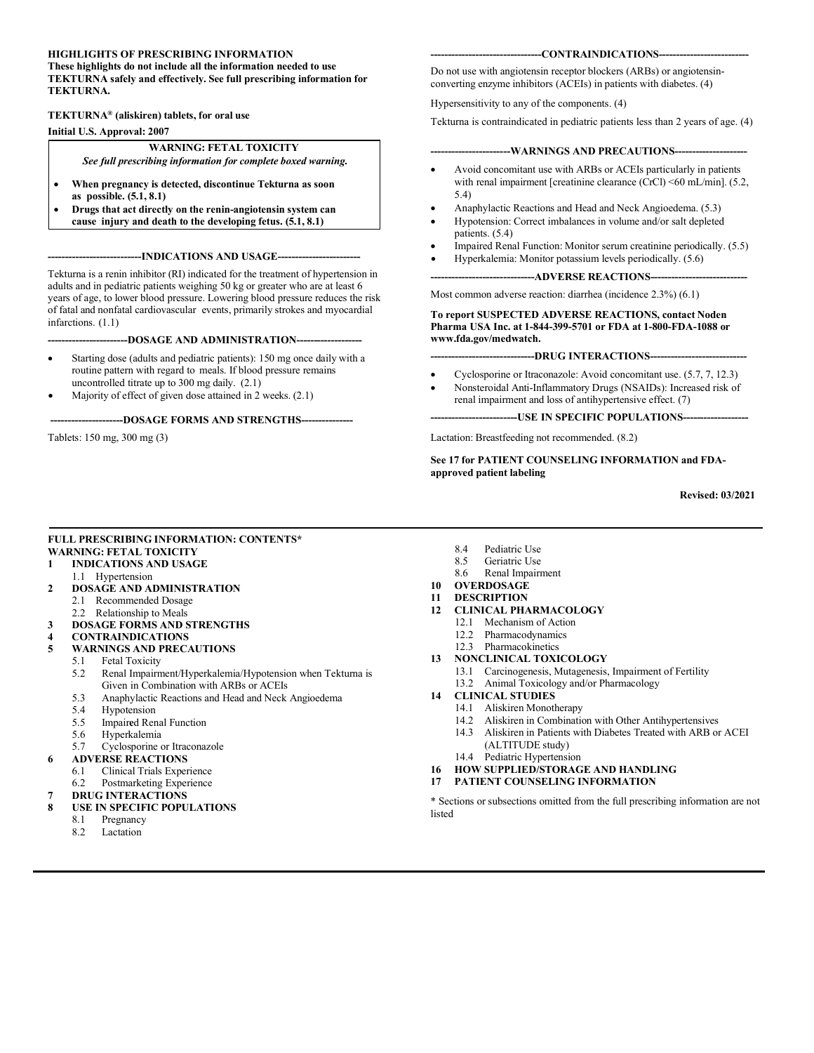**HIGHLIGHTS OF PRESCRIBING INFORMATION**
**These highlights do not include all the information needed to use TEKTURNA safely and effectively. See full prescribing information for TEKTURNA.**

**TEKTURNA® (aliskiren) tablets, for oral use**
**Initial U.S. Approval: 2007**

**WARNING: FETAL TOXICITY**
***See full prescribing information for complete boxed warning.***

- **When pregnancy is detected, discontinue Tekturna as soon as possible. (5.1, 8.1)**
- **Drugs that act directly on the renin-angiotensin system can cause injury and death to the developing fetus. (5.1, 8.1)**

**----------------------------INDICATIONS AND USAGE----------------------------**

Tekturna is a renin inhibitor (RI) indicated for the treatment of hypertension in adults and in pediatric patients weighing 50 kg or greater who are at least 6 years of age, to lower blood pressure. Lowering blood pressure reduces the risk of fatal and nonfatal cardiovascular events, primarily strokes and myocardial infarctions. (1.1)

**----------------------------DOSAGE AND ADMINISTRATION----------------------------**

- Starting dose (adults and pediatric patients): 150 mg once daily with a routine pattern with regard to meals. If blood pressure remains uncontrolled titrate up to 300 mg daily. (2.1)
- Majority of effect of given dose attained in 2 weeks. (2.1)

**----------------------------DOSAGE FORMS AND STRENGTHS----------------------------**

Tablets: 150 mg, 300 mg (3)

**----------------------------CONTRAINDICATIONS----------------------------**

Do not use with angiotensin receptor blockers (ARBs) or angiotensin-converting enzyme inhibitors (ACEIs) in patients with diabetes. (4)

Hypersensitivity to any of the components. (4)

Tekturna is contraindicated in pediatric patients less than 2 years of age. (4)

**----------------------------WARNINGS AND PRECAUTIONS----------------------------**

- Avoid concomitant use with ARBs or ACEIs particularly in patients with renal impairment [creatinine clearance (CrCl) <60 mL/min]. (5.2, 5.4)
- Anaphylactic Reactions and Head and Neck Angioedema. (5.3)
- Hypotension: Correct imbalances in volume and/or salt depleted patients. (5.4)
- Impaired Renal Function: Monitor serum creatinine periodically. (5.5)
- Hyperkalemia: Monitor potassium levels periodically. (5.6)

**----------------------------ADVERSE REACTIONS----------------------------**

Most common adverse reaction: diarrhea (incidence 2.3%) (6.1)

**To report SUSPECTED ADVERSE REACTIONS, contact Noden Pharma USA Inc. at 1-844-399-5701 or FDA at 1-800-FDA-1088 or www.fda.gov/medwatch.**

**----------------------------DRUG INTERACTIONS----------------------------**

- Cyclosporine or Itraconazole: Avoid concomitant use. (5.7, 7, 12.3)
- Nonsteroidal Anti-Inflammatory Drugs (NSAIDs): Increased risk of renal impairment and loss of antihypertensive effect. (7)

**----------------------------USE IN SPECIFIC POPULATIONS----------------------------**

Lactation: Breastfeeding not recommended. (8.2)

**See 17 for PATIENT COUNSELING INFORMATION and FDA-approved patient labeling**

**Revised: 03/2021**

---

**FULL PRESCRIBING INFORMATION: CONTENTS***
**WARNING: FETAL TOXICITY**
**1 INDICATIONS AND USAGE**
 1.1 Hypertension
**2 DOSAGE AND ADMINISTRATION**
 2.1 Recommended Dosage
 2.2 Relationship to Meals
**3 DOSAGE FORMS AND STRENGTHS**
**4 CONTRAINDICATIONS**
**5 WARNINGS AND PRECAUTIONS**
 5.1 Fetal Toxicity
 5.2 Renal Impairment/Hyperkalemia/Hypotension when Tekturna is Given in Combination with ARBs or ACEIs
 5.3 Anaphylactic Reactions and Head and Neck Angioedema
 5.4 Hypotension
 5.5 Impaired Renal Function
 5.6 Hyperkalemia
 5.7 Cyclosporine or Itraconazole
**6 ADVERSE REACTIONS**
 6.1 Clinical Trials Experience
 6.2 Postmarketing Experience
**7 DRUG INTERACTIONS**
**8 USE IN SPECIFIC POPULATIONS**
 8.1 Pregnancy
 8.2 Lactation
 8.4 Pediatric Use
 8.5 Geriatric Use
 8.6 Renal Impairment
**10 OVERDOSAGE**
**11 DESCRIPTION**
**12 CLINICAL PHARMACOLOGY**
 12.1 Mechanism of Action
 12.2 Pharmacodynamics
 12.3 Pharmacokinetics
**13 NONCLINICAL TOXICOLOGY**
 13.1 Carcinogenesis, Mutagenesis, Impairment of Fertility
 13.2 Animal Toxicology and/or Pharmacology
**14 CLINICAL STUDIES**
 14.1 Aliskiren Monotherapy
 14.2 Aliskiren in Combination with Other Antihypertensives
 14.3 Aliskiren in Patients with Diabetes Treated with ARB or ACEI (ALTITUDE study)
 14.4 Pediatric Hypertension
**16 HOW SUPPLIED/STORAGE AND HANDLING**
**17 PATIENT COUNSELING INFORMATION**

\* Sections or subsections omitted from the full prescribing information are not listed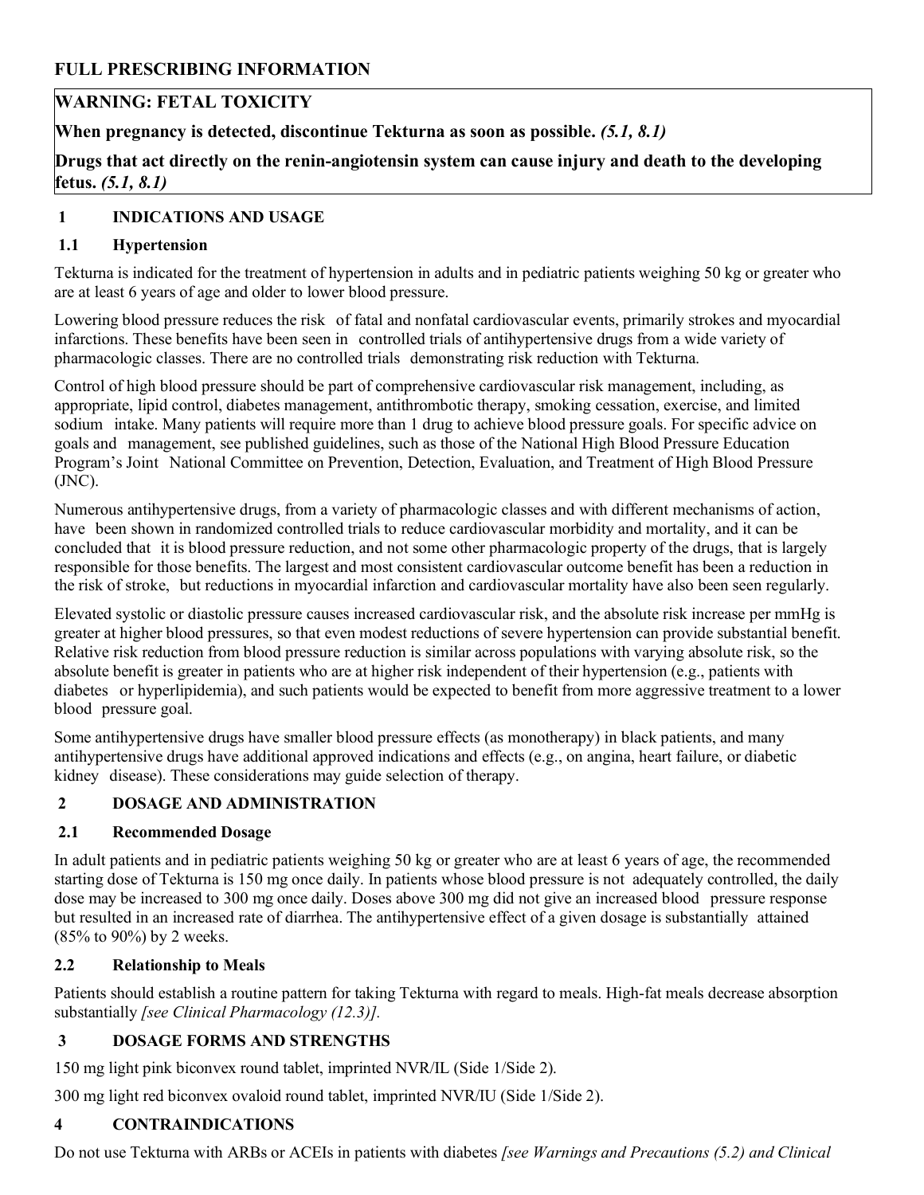# FULL PRESCRIBING INFORMATION

**WARNING: FETAL TOXICITY**

**When pregnancy is detected, discontinue Tekturna as soon as possible.** ***(5.1, 8.1)***

**Drugs that act directly on the renin-angiotensin system can cause injury and death to the developing fetus.** ***(5.1, 8.1)***

## 1 INDICATIONS AND USAGE

### 1.1 Hypertension

Tekturna is indicated for the treatment of hypertension in adults and in pediatric patients weighing 50 kg or greater who are at least 6 years of age and older to lower blood pressure.

Lowering blood pressure reduces the risk of fatal and nonfatal cardiovascular events, primarily strokes and myocardial infarctions. These benefits have been seen in controlled trials of antihypertensive drugs from a wide variety of pharmacologic classes. There are no controlled trials demonstrating risk reduction with Tekturna.

Control of high blood pressure should be part of comprehensive cardiovascular risk management, including, as appropriate, lipid control, diabetes management, antithrombotic therapy, smoking cessation, exercise, and limited sodium intake. Many patients will require more than 1 drug to achieve blood pressure goals. For specific advice on goals and management, see published guidelines, such as those of the National High Blood Pressure Education Program's Joint National Committee on Prevention, Detection, Evaluation, and Treatment of High Blood Pressure (JNC).

Numerous antihypertensive drugs, from a variety of pharmacologic classes and with different mechanisms of action, have been shown in randomized controlled trials to reduce cardiovascular morbidity and mortality, and it can be concluded that it is blood pressure reduction, and not some other pharmacologic property of the drugs, that is largely responsible for those benefits. The largest and most consistent cardiovascular outcome benefit has been a reduction in the risk of stroke, but reductions in myocardial infarction and cardiovascular mortality have also been seen regularly.

Elevated systolic or diastolic pressure causes increased cardiovascular risk, and the absolute risk increase per mmHg is greater at higher blood pressures, so that even modest reductions of severe hypertension can provide substantial benefit. Relative risk reduction from blood pressure reduction is similar across populations with varying absolute risk, so the absolute benefit is greater in patients who are at higher risk independent of their hypertension (e.g., patients with diabetes or hyperlipidemia), and such patients would be expected to benefit from more aggressive treatment to a lower blood pressure goal.

Some antihypertensive drugs have smaller blood pressure effects (as monotherapy) in black patients, and many antihypertensive drugs have additional approved indications and effects (e.g., on angina, heart failure, or diabetic kidney disease). These considerations may guide selection of therapy.

## 2 DOSAGE AND ADMINISTRATION

### 2.1 Recommended Dosage

In adult patients and in pediatric patients weighing 50 kg or greater who are at least 6 years of age, the recommended starting dose of Tekturna is 150 mg once daily. In patients whose blood pressure is not adequately controlled, the daily dose may be increased to 300 mg once daily. Doses above 300 mg did not give an increased blood pressure response but resulted in an increased rate of diarrhea. The antihypertensive effect of a given dosage is substantially attained (85% to 90%) by 2 weeks.

### 2.2 Relationship to Meals

Patients should establish a routine pattern for taking Tekturna with regard to meals. High-fat meals decrease absorption substantially *[see Clinical Pharmacology (12.3)].*

## 3 DOSAGE FORMS AND STRENGTHS

150 mg light pink biconvex round tablet, imprinted NVR/IL (Side 1/Side 2).

300 mg light red biconvex ovaloid round tablet, imprinted NVR/IU (Side 1/Side 2).

## 4 CONTRAINDICATIONS

Do not use Tekturna with ARBs or ACEIs in patients with diabetes *[see Warnings and Precautions (5.2) and Clinical*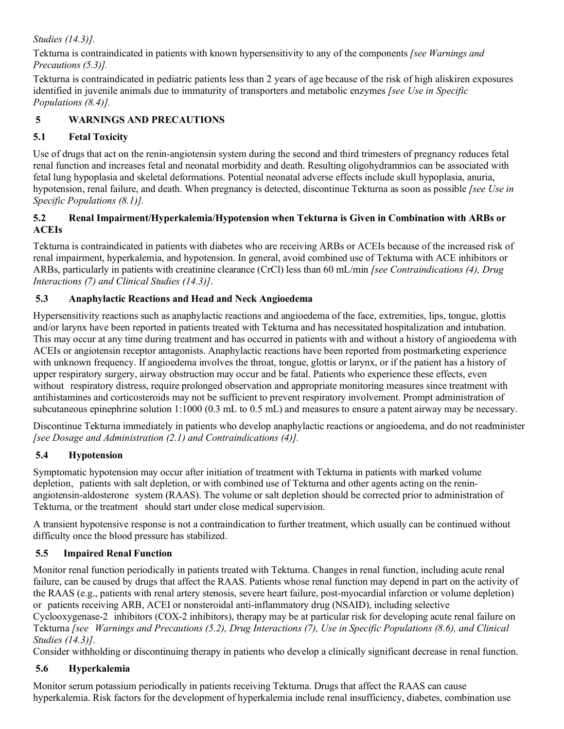*Studies (14.3)].*

Tekturna is contraindicated in patients with known hypersensitivity to any of the components *[see Warnings and Precautions (5.3)].*

Tekturna is contraindicated in pediatric patients less than 2 years of age because of the risk of high aliskiren exposures identified in juvenile animals due to immaturity of transporters and metabolic enzymes *[see Use in Specific Populations (8.4)].*

## 5 WARNINGS AND PRECAUTIONS

### 5.1 Fetal Toxicity

Use of drugs that act on the renin-angiotensin system during the second and third trimesters of pregnancy reduces fetal renal function and increases fetal and neonatal morbidity and death. Resulting oligohydramnios can be associated with fetal lung hypoplasia and skeletal deformations. Potential neonatal adverse effects include skull hypoplasia, anuria, hypotension, renal failure, and death. When pregnancy is detected, discontinue Tekturna as soon as possible *[see Use in Specific Populations (8.1)].*

### 5.2 Renal Impairment/Hyperkalemia/Hypotension when Tekturna is Given in Combination with ARBs or ACEIs

Tekturna is contraindicated in patients with diabetes who are receiving ARBs or ACEIs because of the increased risk of renal impairment, hyperkalemia, and hypotension. In general, avoid combined use of Tekturna with ACE inhibitors or ARBs, particularly in patients with creatinine clearance (CrCl) less than 60 mL/min *[see Contraindications (4), Drug Interactions (7) and Clinical Studies (14.3)]*.

### 5.3 Anaphylactic Reactions and Head and Neck Angioedema

Hypersensitivity reactions such as anaphylactic reactions and angioedema of the face, extremities, lips, tongue, glottis and/or larynx have been reported in patients treated with Tekturna and has necessitated hospitalization and intubation. This may occur at any time during treatment and has occurred in patients with and without a history of angioedema with ACEIs or angiotensin receptor antagonists. Anaphylactic reactions have been reported from postmarketing experience with unknown frequency. If angioedema involves the throat, tongue, glottis or larynx, or if the patient has a history of upper respiratory surgery, airway obstruction may occur and be fatal. Patients who experience these effects, even without respiratory distress, require prolonged observation and appropriate monitoring measures since treatment with antihistamines and corticosteroids may not be sufficient to prevent respiratory involvement. Prompt administration of subcutaneous epinephrine solution 1:1000 (0.3 mL to 0.5 mL) and measures to ensure a patent airway may be necessary.

Discontinue Tekturna immediately in patients who develop anaphylactic reactions or angioedema, and do not readminister *[see Dosage and Administration (2.1) and Contraindications (4)].*

### 5.4 Hypotension

Symptomatic hypotension may occur after initiation of treatment with Tekturna in patients with marked volume depletion, patients with salt depletion, or with combined use of Tekturna and other agents acting on the renin-angiotensin-aldosterone system (RAAS). The volume or salt depletion should be corrected prior to administration of Tekturna, or the treatment should start under close medical supervision.

A transient hypotensive response is not a contraindication to further treatment, which usually can be continued without difficulty once the blood pressure has stabilized.

### 5.5 Impaired Renal Function

Monitor renal function periodically in patients treated with Tekturna. Changes in renal function, including acute renal failure, can be caused by drugs that affect the RAAS. Patients whose renal function may depend in part on the activity of the RAAS (e.g., patients with renal artery stenosis, severe heart failure, post-myocardial infarction or volume depletion) or patients receiving ARB, ACEI or nonsteroidal anti-inflammatory drug (NSAID), including selective Cyclooxygenase-2 inhibitors (COX-2 inhibitors), therapy may be at particular risk for developing acute renal failure on Tekturna *[see Warnings and Precautions (5.2), Drug Interactions (7), Use in Specific Populations (8.6), and Clinical Studies (14.3)]*.

Consider withholding or discontinuing therapy in patients who develop a clinically significant decrease in renal function.

### 5.6 Hyperkalemia

Monitor serum potassium periodically in patients receiving Tekturna. Drugs that affect the RAAS can cause hyperkalemia. Risk factors for the development of hyperkalemia include renal insufficiency, diabetes, combination use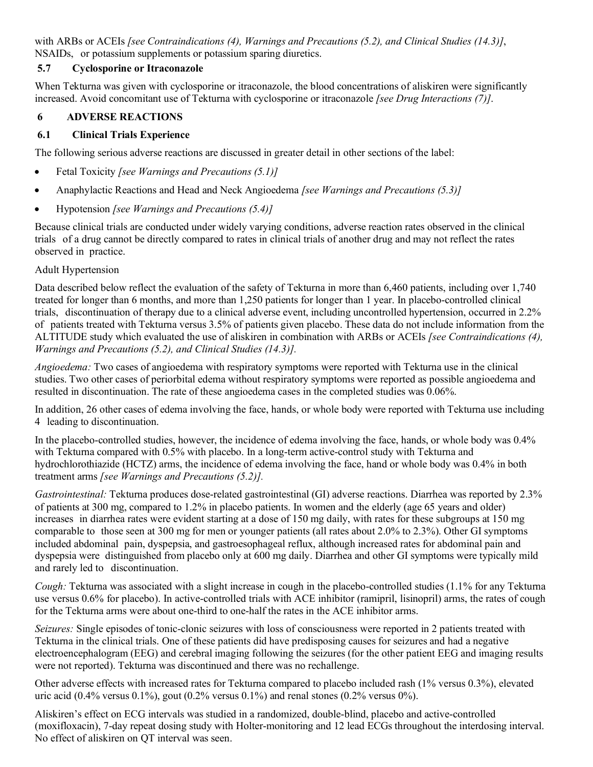with ARBs or ACEIs *[see Contraindications (4), Warnings and Precautions (5.2), and Clinical Studies (14.3)]*, NSAIDs, or potassium supplements or potassium sparing diuretics.

### 5.7 Cyclosporine or Itraconazole

When Tekturna was given with cyclosporine or itraconazole, the blood concentrations of aliskiren were significantly increased. Avoid concomitant use of Tekturna with cyclosporine or itraconazole *[see Drug Interactions (7)]*.

## 6 ADVERSE REACTIONS

### 6.1 Clinical Trials Experience

The following serious adverse reactions are discussed in greater detail in other sections of the label:

- Fetal Toxicity *[see Warnings and Precautions (5.1)]*
- Anaphylactic Reactions and Head and Neck Angioedema *[see Warnings and Precautions (5.3)]*
- Hypotension *[see Warnings and Precautions (5.4)]*

Because clinical trials are conducted under widely varying conditions, adverse reaction rates observed in the clinical trials of a drug cannot be directly compared to rates in clinical trials of another drug and may not reflect the rates observed in practice.

Adult Hypertension

Data described below reflect the evaluation of the safety of Tekturna in more than 6,460 patients, including over 1,740 treated for longer than 6 months, and more than 1,250 patients for longer than 1 year. In placebo-controlled clinical trials, discontinuation of therapy due to a clinical adverse event, including uncontrolled hypertension, occurred in 2.2% of patients treated with Tekturna versus 3.5% of patients given placebo. These data do not include information from the ALTITUDE study which evaluated the use of aliskiren in combination with ARBs or ACEIs *[see Contraindications (4), Warnings and Precautions (5.2), and Clinical Studies (14.3)].*

*Angioedema:* Two cases of angioedema with respiratory symptoms were reported with Tekturna use in the clinical studies. Two other cases of periorbital edema without respiratory symptoms were reported as possible angioedema and resulted in discontinuation. The rate of these angioedema cases in the completed studies was 0.06%.

In addition, 26 other cases of edema involving the face, hands, or whole body were reported with Tekturna use including 4 leading to discontinuation.

In the placebo-controlled studies, however, the incidence of edema involving the face, hands, or whole body was 0.4% with Tekturna compared with 0.5% with placebo. In a long-term active-control study with Tekturna and hydrochlorothiazide (HCTZ) arms, the incidence of edema involving the face, hand or whole body was 0.4% in both treatment arms *[see Warnings and Precautions (5.2)].*

*Gastrointestinal:* Tekturna produces dose-related gastrointestinal (GI) adverse reactions. Diarrhea was reported by 2.3% of patients at 300 mg, compared to 1.2% in placebo patients. In women and the elderly (age 65 years and older) increases in diarrhea rates were evident starting at a dose of 150 mg daily, with rates for these subgroups at 150 mg comparable to those seen at 300 mg for men or younger patients (all rates about 2.0% to 2.3%). Other GI symptoms included abdominal pain, dyspepsia, and gastroesophageal reflux, although increased rates for abdominal pain and dyspepsia were distinguished from placebo only at 600 mg daily. Diarrhea and other GI symptoms were typically mild and rarely led to discontinuation.

*Cough:* Tekturna was associated with a slight increase in cough in the placebo-controlled studies (1.1% for any Tekturna use versus 0.6% for placebo). In active-controlled trials with ACE inhibitor (ramipril, lisinopril) arms, the rates of cough for the Tekturna arms were about one-third to one-half the rates in the ACE inhibitor arms.

*Seizures:* Single episodes of tonic-clonic seizures with loss of consciousness were reported in 2 patients treated with Tekturna in the clinical trials. One of these patients did have predisposing causes for seizures and had a negative electroencephalogram (EEG) and cerebral imaging following the seizures (for the other patient EEG and imaging results were not reported). Tekturna was discontinued and there was no rechallenge.

Other adverse effects with increased rates for Tekturna compared to placebo included rash (1% versus 0.3%), elevated uric acid (0.4% versus 0.1%), gout (0.2% versus 0.1%) and renal stones (0.2% versus 0%).

Aliskiren's effect on ECG intervals was studied in a randomized, double-blind, placebo and active-controlled (moxifloxacin), 7-day repeat dosing study with Holter-monitoring and 12 lead ECGs throughout the interdosing interval. No effect of aliskiren on QT interval was seen.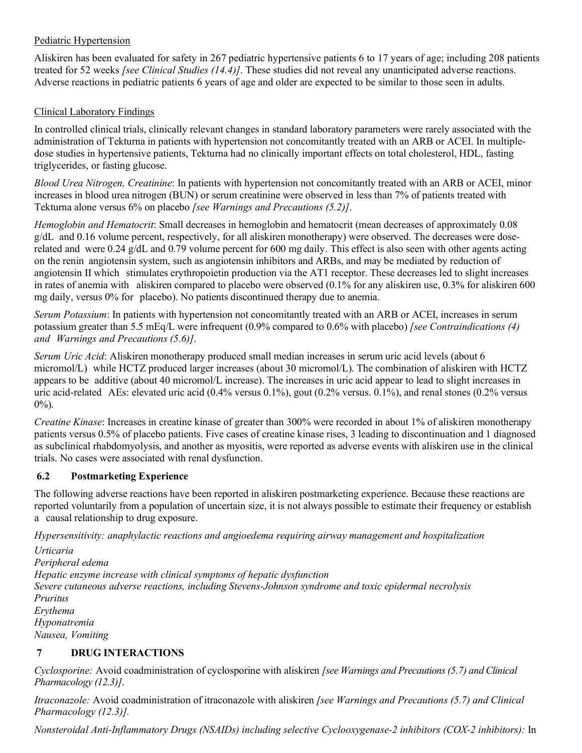Pediatric Hypertension

Aliskiren has been evaluated for safety in 267 pediatric hypertensive patients 6 to 17 years of age; including 208 patients treated for 52 weeks *[see Clinical Studies (14.4)]*. These studies did not reveal any unanticipated adverse reactions. Adverse reactions in pediatric patients 6 years of age and older are expected to be similar to those seen in adults.

Clinical Laboratory Findings

In controlled clinical trials, clinically relevant changes in standard laboratory parameters were rarely associated with the administration of Tekturna in patients with hypertension not concomitantly treated with an ARB or ACEI. In multiple-dose studies in hypertensive patients, Tekturna had no clinically important effects on total cholesterol, HDL, fasting triglycerides, or fasting glucose.

*Blood Urea Nitrogen, Creatinine*: In patients with hypertension not concomitantly treated with an ARB or ACEI, minor increases in blood urea nitrogen (BUN) or serum creatinine were observed in less than 7% of patients treated with Tekturna alone versus 6% on placebo *[see Warnings and Precautions (5.2)]*.

*Hemoglobin and Hematocrit*: Small decreases in hemoglobin and hematocrit (mean decreases of approximately 0.08 g/dL and 0.16 volume percent, respectively, for all aliskiren monotherapy) were observed. The decreases were dose-related and were 0.24 g/dL and 0.79 volume percent for 600 mg daily. This effect is also seen with other agents acting on the renin angiotensin system, such as angiotensin inhibitors and ARBs, and may be mediated by reduction of angiotensin II which stimulates erythropoietin production via the AT1 receptor. These decreases led to slight increases in rates of anemia with aliskiren compared to placebo were observed (0.1% for any aliskiren use, 0.3% for aliskiren 600 mg daily, versus 0% for placebo). No patients discontinued therapy due to anemia.

*Serum Potassium*: In patients with hypertension not concomitantly treated with an ARB or ACEI, increases in serum potassium greater than 5.5 mEq/L were infrequent (0.9% compared to 0.6% with placebo) *[see Contraindications (4) and Warnings and Precautions (5.6)]*.

*Serum Uric Acid*: Aliskiren monotherapy produced small median increases in serum uric acid levels (about 6 micromol/L) while HCTZ produced larger increases (about 30 micromol/L). The combination of aliskiren with HCTZ appears to be additive (about 40 micromol/L increase). The increases in uric acid appear to lead to slight increases in uric acid-related AEs: elevated uric acid (0.4% versus 0.1%), gout (0.2% versus. 0.1%), and renal stones (0.2% versus 0%).

*Creatine Kinase*: Increases in creatine kinase of greater than 300% were recorded in about 1% of aliskiren monotherapy patients versus 0.5% of placebo patients. Five cases of creatine kinase rises, 3 leading to discontinuation and 1 diagnosed as subclinical rhabdomyolysis, and another as myositis, were reported as adverse events with aliskiren use in the clinical trials. No cases were associated with renal dysfunction.

### 6.2 Postmarketing Experience

The following adverse reactions have been reported in aliskiren postmarketing experience. Because these reactions are reported voluntarily from a population of uncertain size, it is not always possible to estimate their frequency or establish a causal relationship to drug exposure.

*Hypersensitivity: anaphylactic reactions and angioedema requiring airway management and hospitalization*

*Urticaria*
*Peripheral edema*
*Hepatic enzyme increase with clinical symptoms of hepatic dysfunction*
*Severe cutaneous adverse reactions, including Stevens-Johnson syndrome and toxic epidermal necrolysis*
*Pruritus*
*Erythema*
*Hyponatremia*
*Nausea, Vomiting*

## 7 DRUG INTERACTIONS

*Cyclosporine:* Avoid coadministration of cyclosporine with aliskiren *[see Warnings and Precautions (5.7) and Clinical Pharmacology (12.3)]*.

*Itraconazole:* Avoid coadministration of itraconazole with aliskiren *[see Warnings and Precautions (5.7) and Clinical Pharmacology (12.3)]*.

*Nonsteroidal Anti-Inflammatory Drugs (NSAIDs) including selective Cyclooxygenase-2 inhibitors (COX-2 inhibitors):* In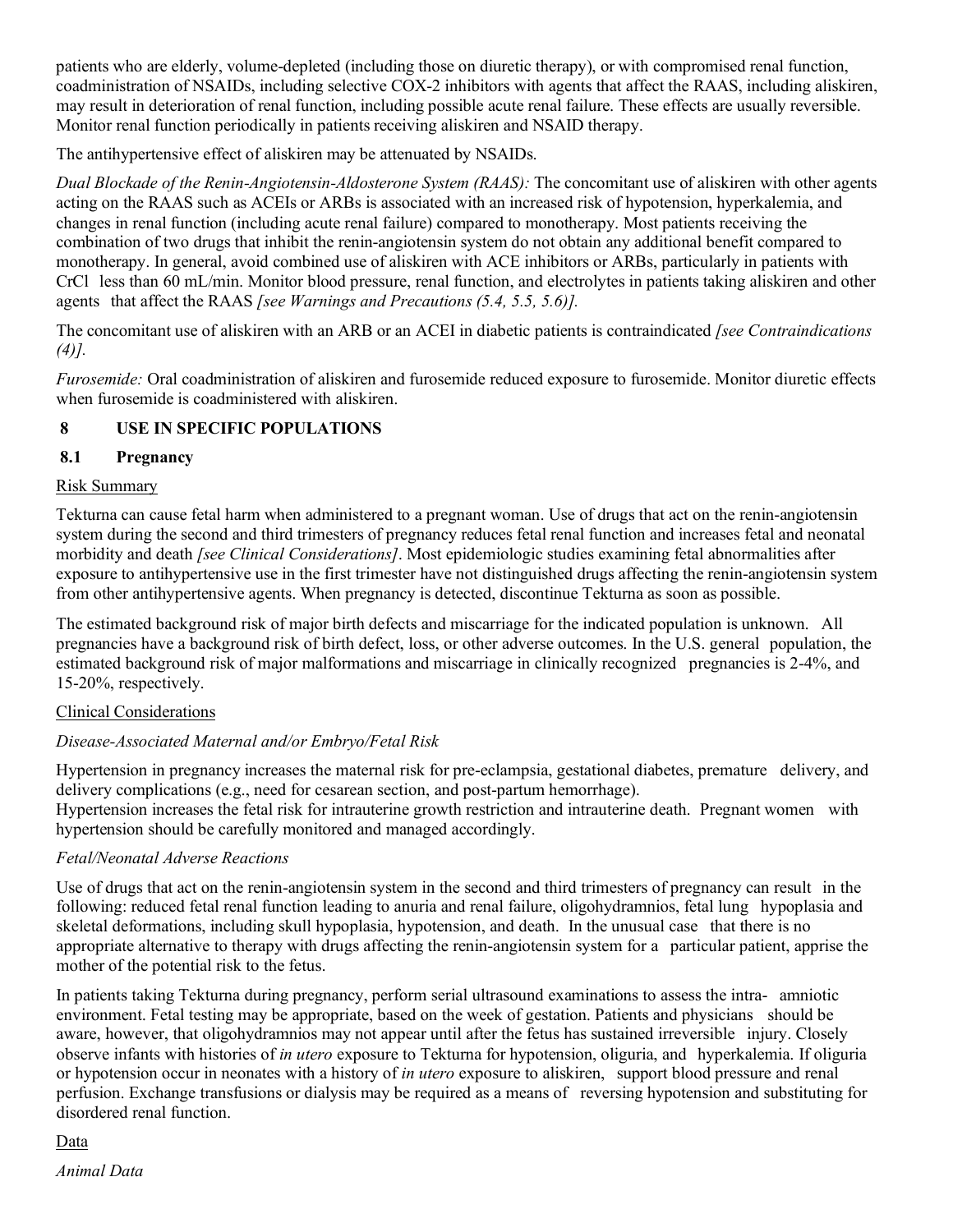patients who are elderly, volume-depleted (including those on diuretic therapy), or with compromised renal function, coadministration of NSAIDs, including selective COX-2 inhibitors with agents that affect the RAAS, including aliskiren, may result in deterioration of renal function, including possible acute renal failure. These effects are usually reversible. Monitor renal function periodically in patients receiving aliskiren and NSAID therapy.

The antihypertensive effect of aliskiren may be attenuated by NSAIDs.

*Dual Blockade of the Renin-Angiotensin-Aldosterone System (RAAS):* The concomitant use of aliskiren with other agents acting on the RAAS such as ACEIs or ARBs is associated with an increased risk of hypotension, hyperkalemia, and changes in renal function (including acute renal failure) compared to monotherapy. Most patients receiving the combination of two drugs that inhibit the renin-angiotensin system do not obtain any additional benefit compared to monotherapy. In general, avoid combined use of aliskiren with ACE inhibitors or ARBs, particularly in patients with CrCl less than 60 mL/min. Monitor blood pressure, renal function, and electrolytes in patients taking aliskiren and other agents that affect the RAAS *[see Warnings and Precautions (5.4, 5.5, 5.6)].*

The concomitant use of aliskiren with an ARB or an ACEI in diabetic patients is contraindicated *[see Contraindications (4)].*

*Furosemide:* Oral coadministration of aliskiren and furosemide reduced exposure to furosemide. Monitor diuretic effects when furosemide is coadministered with aliskiren.

## 8 USE IN SPECIFIC POPULATIONS

### 8.1 Pregnancy

Risk Summary

Tekturna can cause fetal harm when administered to a pregnant woman. Use of drugs that act on the renin-angiotensin system during the second and third trimesters of pregnancy reduces fetal renal function and increases fetal and neonatal morbidity and death *[see Clinical Considerations]*. Most epidemiologic studies examining fetal abnormalities after exposure to antihypertensive use in the first trimester have not distinguished drugs affecting the renin-angiotensin system from other antihypertensive agents. When pregnancy is detected, discontinue Tekturna as soon as possible.

The estimated background risk of major birth defects and miscarriage for the indicated population is unknown. All pregnancies have a background risk of birth defect, loss, or other adverse outcomes. In the U.S. general population, the estimated background risk of major malformations and miscarriage in clinically recognized pregnancies is 2-4%, and 15-20%, respectively.

Clinical Considerations

*Disease-Associated Maternal and/or Embryo/Fetal Risk*

Hypertension in pregnancy increases the maternal risk for pre-eclampsia, gestational diabetes, premature delivery, and delivery complications (e.g., need for cesarean section, and post-partum hemorrhage).
Hypertension increases the fetal risk for intrauterine growth restriction and intrauterine death. Pregnant women with hypertension should be carefully monitored and managed accordingly.

*Fetal/Neonatal Adverse Reactions*

Use of drugs that act on the renin-angiotensin system in the second and third trimesters of pregnancy can result in the following: reduced fetal renal function leading to anuria and renal failure, oligohydramnios, fetal lung hypoplasia and skeletal deformations, including skull hypoplasia, hypotension, and death. In the unusual case that there is no appropriate alternative to therapy with drugs affecting the renin-angiotensin system for a particular patient, apprise the mother of the potential risk to the fetus.

In patients taking Tekturna during pregnancy, perform serial ultrasound examinations to assess the intra- amniotic environment. Fetal testing may be appropriate, based on the week of gestation. Patients and physicians should be aware, however, that oligohydramnios may not appear until after the fetus has sustained irreversible injury. Closely observe infants with histories of *in utero* exposure to Tekturna for hypotension, oliguria, and hyperkalemia. If oliguria or hypotension occur in neonates with a history of *in utero* exposure to aliskiren, support blood pressure and renal perfusion. Exchange transfusions or dialysis may be required as a means of reversing hypotension and substituting for disordered renal function.

Data

*Animal Data*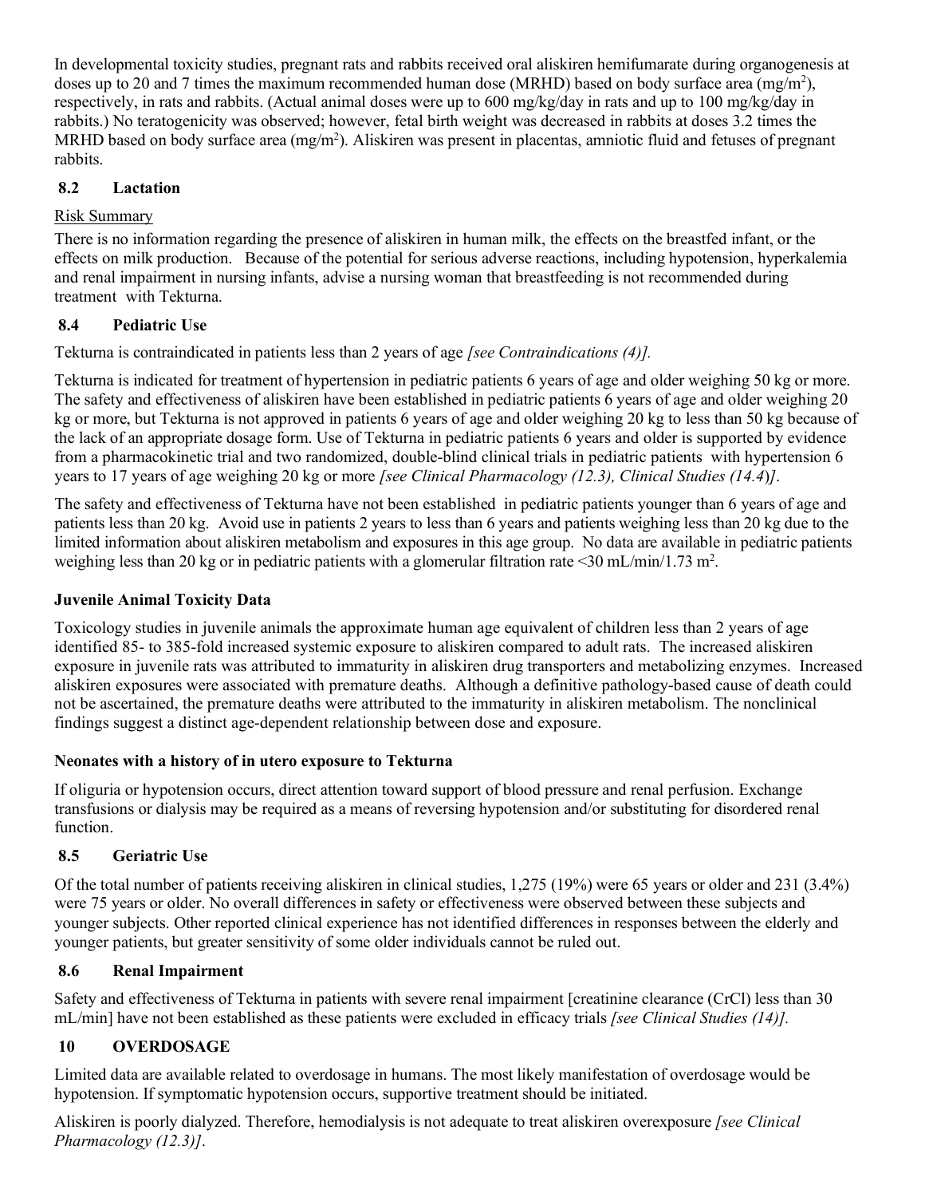In developmental toxicity studies, pregnant rats and rabbits received oral aliskiren hemifumarate during organogenesis at doses up to 20 and 7 times the maximum recommended human dose (MRHD) based on body surface area ($mg/m^2$), respectively, in rats and rabbits. (Actual animal doses were up to 600 mg/kg/day in rats and up to 100 mg/kg/day in rabbits.) No teratogenicity was observed; however, fetal birth weight was decreased in rabbits at doses 3.2 times the MRHD based on body surface area ($mg/m^2$). Aliskiren was present in placentas, amniotic fluid and fetuses of pregnant rabbits.

### 8.2 Lactation

Risk Summary

There is no information regarding the presence of aliskiren in human milk, the effects on the breastfed infant, or the effects on milk production. Because of the potential for serious adverse reactions, including hypotension, hyperkalemia and renal impairment in nursing infants, advise a nursing woman that breastfeeding is not recommended during treatment with Tekturna.

### 8.4 Pediatric Use

Tekturna is contraindicated in patients less than 2 years of age *[see Contraindications (4)].*

Tekturna is indicated for treatment of hypertension in pediatric patients 6 years of age and older weighing 50 kg or more. The safety and effectiveness of aliskiren have been established in pediatric patients 6 years of age and older weighing 20 kg or more, but Tekturna is not approved in patients 6 years of age and older weighing 20 kg to less than 50 kg because of the lack of an appropriate dosage form. Use of Tekturna in pediatric patients 6 years and older is supported by evidence from a pharmacokinetic trial and two randomized, double-blind clinical trials in pediatric patients with hypertension 6 years to 17 years of age weighing 20 kg or more *[see Clinical Pharmacology (12.3), Clinical Studies (14.4)]*.

The safety and effectiveness of Tekturna have not been established in pediatric patients younger than 6 years of age and patients less than 20 kg. Avoid use in patients 2 years to less than 6 years and patients weighing less than 20 kg due to the limited information about aliskiren metabolism and exposures in this age group. No data are available in pediatric patients weighing less than 20 kg or in pediatric patients with a glomerular filtration rate <30 mL/min/1.73 $m^2$.

**Juvenile Animal Toxicity Data**

Toxicology studies in juvenile animals the approximate human age equivalent of children less than 2 years of age identified 85- to 385-fold increased systemic exposure to aliskiren compared to adult rats. The increased aliskiren exposure in juvenile rats was attributed to immaturity in aliskiren drug transporters and metabolizing enzymes. Increased aliskiren exposures were associated with premature deaths. Although a definitive pathology-based cause of death could not be ascertained, the premature deaths were attributed to the immaturity in aliskiren metabolism. The nonclinical findings suggest a distinct age-dependent relationship between dose and exposure.

**Neonates with a history of in utero exposure to Tekturna**

If oliguria or hypotension occurs, direct attention toward support of blood pressure and renal perfusion. Exchange transfusions or dialysis may be required as a means of reversing hypotension and/or substituting for disordered renal function.

### 8.5 Geriatric Use

Of the total number of patients receiving aliskiren in clinical studies, 1,275 (19%) were 65 years or older and 231 (3.4%) were 75 years or older. No overall differences in safety or effectiveness were observed between these subjects and younger subjects. Other reported clinical experience has not identified differences in responses between the elderly and younger patients, but greater sensitivity of some older individuals cannot be ruled out.

### 8.6 Renal Impairment

Safety and effectiveness of Tekturna in patients with severe renal impairment [creatinine clearance (CrCl) less than 30 mL/min] have not been established as these patients were excluded in efficacy trials *[see Clinical Studies (14)].*

## 10 OVERDOSAGE

Limited data are available related to overdosage in humans. The most likely manifestation of overdosage would be hypotension. If symptomatic hypotension occurs, supportive treatment should be initiated.

Aliskiren is poorly dialyzed. Therefore, hemodialysis is not adequate to treat aliskiren overexposure *[see Clinical Pharmacology (12.3)]*.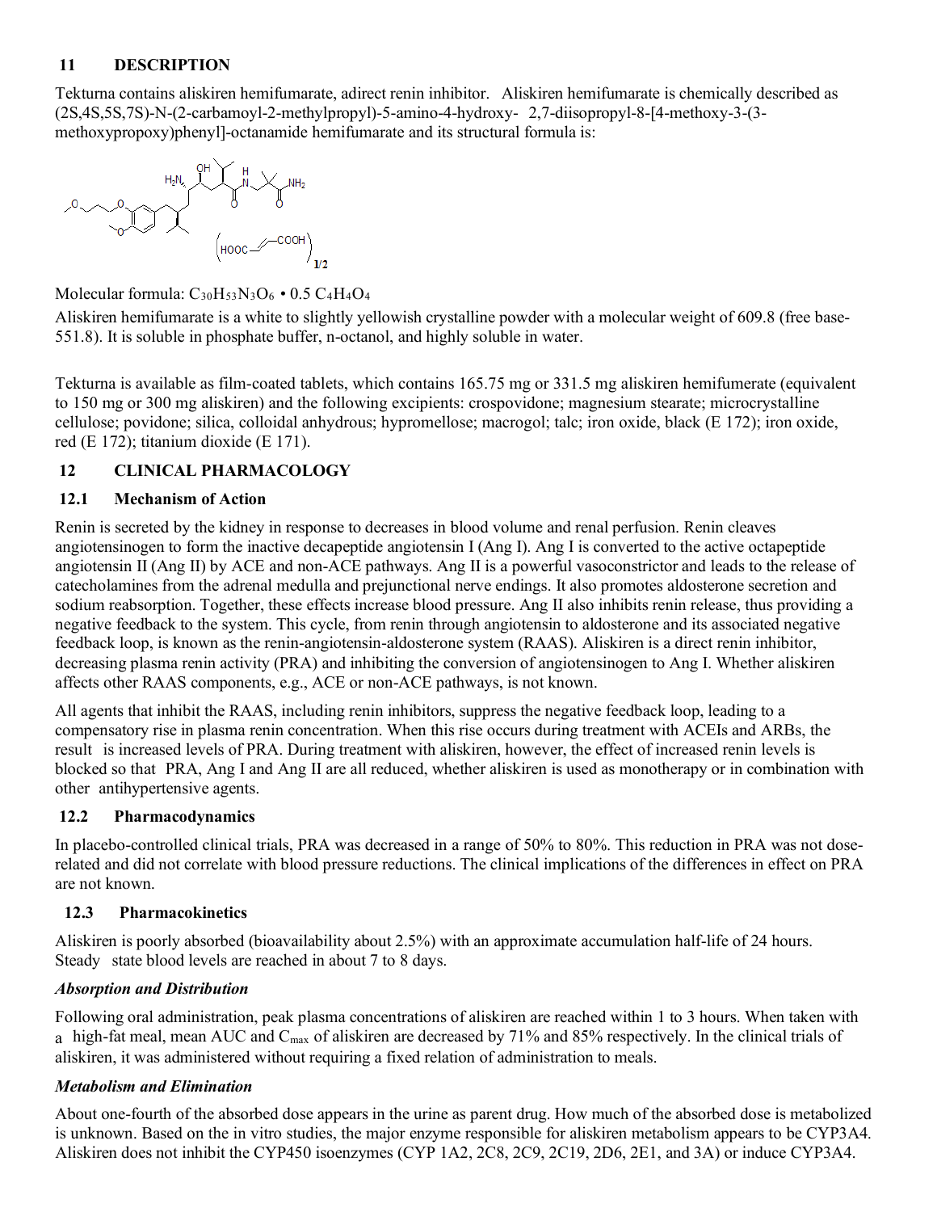## 11 DESCRIPTION

Tekturna contains aliskiren hemifumarate, adirect renin inhibitor. Aliskiren hemifumarate is chemically described as (2S,4S,5S,7S)-N-(2-carbamoyl-2-methylpropyl)-5-amino-4-hydroxy- 2,7-diisopropyl-8-[4-methoxy-3-(3-methoxypropoxy)phenyl]-octanamide hemifumarate and its structural formula is:

Molecular formula: $C_{30}H_{53}N_3O_6 \cdot 0.5\ C_4H_4O_4$

Aliskiren hemifumarate is a white to slightly yellowish crystalline powder with a molecular weight of 609.8 (free base- 551.8). It is soluble in phosphate buffer, n-octanol, and highly soluble in water.

Tekturna is available as film-coated tablets, which contains 165.75 mg or 331.5 mg aliskiren hemifumerate (equivalent to 150 mg or 300 mg aliskiren) and the following excipients: crospovidone; magnesium stearate; microcrystalline cellulose; povidone; silica, colloidal anhydrous; hypromellose; macrogol; talc; iron oxide, black (E 172); iron oxide, red (E 172); titanium dioxide (E 171).

## 12 CLINICAL PHARMACOLOGY

### 12.1 Mechanism of Action

Renin is secreted by the kidney in response to decreases in blood volume and renal perfusion. Renin cleaves angiotensinogen to form the inactive decapeptide angiotensin I (Ang I). Ang I is converted to the active octapeptide angiotensin II (Ang II) by ACE and non-ACE pathways. Ang II is a powerful vasoconstrictor and leads to the release of catecholamines from the adrenal medulla and prejunctional nerve endings. It also promotes aldosterone secretion and sodium reabsorption. Together, these effects increase blood pressure. Ang II also inhibits renin release, thus providing a negative feedback to the system. This cycle, from renin through angiotensin to aldosterone and its associated negative feedback loop, is known as the renin-angiotensin-aldosterone system (RAAS). Aliskiren is a direct renin inhibitor, decreasing plasma renin activity (PRA) and inhibiting the conversion of angiotensinogen to Ang I. Whether aliskiren affects other RAAS components, e.g., ACE or non-ACE pathways, is not known.

All agents that inhibit the RAAS, including renin inhibitors, suppress the negative feedback loop, leading to a compensatory rise in plasma renin concentration. When this rise occurs during treatment with ACEIs and ARBs, the result is increased levels of PRA. During treatment with aliskiren, however, the effect of increased renin levels is blocked so that PRA, Ang I and Ang II are all reduced, whether aliskiren is used as monotherapy or in combination with other antihypertensive agents.

### 12.2 Pharmacodynamics

In placebo-controlled clinical trials, PRA was decreased in a range of 50% to 80%. This reduction in PRA was not dose-related and did not correlate with blood pressure reductions. The clinical implications of the differences in effect on PRA are not known.

### 12.3 Pharmacokinetics

Aliskiren is poorly absorbed (bioavailability about 2.5%) with an approximate accumulation half-life of 24 hours. Steady state blood levels are reached in about 7 to 8 days.

***Absorption and Distribution***

Following oral administration, peak plasma concentrations of aliskiren are reached within 1 to 3 hours. When taken with a high-fat meal, mean AUC and $C_{max}$ of aliskiren are decreased by 71% and 85% respectively. In the clinical trials of aliskiren, it was administered without requiring a fixed relation of administration to meals.

***Metabolism and Elimination***

About one-fourth of the absorbed dose appears in the urine as parent drug. How much of the absorbed dose is metabolized is unknown. Based on the in vitro studies, the major enzyme responsible for aliskiren metabolism appears to be CYP3A4. Aliskiren does not inhibit the CYP450 isoenzymes (CYP 1A2, 2C8, 2C9, 2C19, 2D6, 2E1, and 3A) or induce CYP3A4.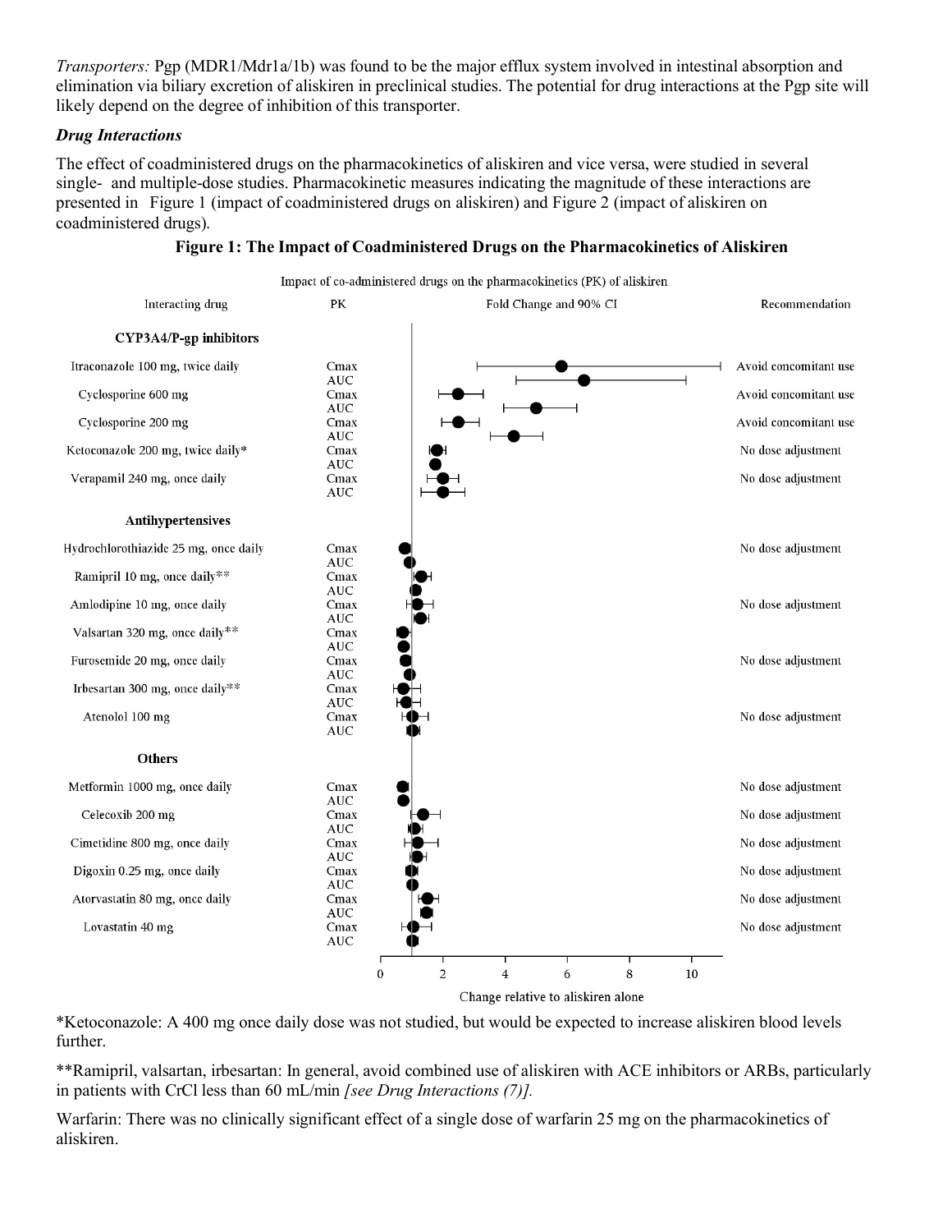*Transporters:* Pgp (MDR1/Mdr1a/1b) was found to be the major efflux system involved in intestinal absorption and elimination via biliary excretion of aliskiren in preclinical studies. The potential for drug interactions at the Pgp site will likely depend on the degree of inhibition of this transporter.

***Drug Interactions***

The effect of coadministered drugs on the pharmacokinetics of aliskiren and vice versa, were studied in several single- and multiple-dose studies. Pharmacokinetic measures indicating the magnitude of these interactions are presented in Figure 1 (impact of coadministered drugs on aliskiren) and Figure 2 (impact of aliskiren on coadministered drugs).

**Figure 1: The Impact of Coadministered Drugs on the Pharmacokinetics of Aliskiren**

Impact of co-administered drugs on the pharmacokinetics (PK) of aliskiren

| Interacting drug | PK | Recommendation |
|---|---|---|
| **CYP3A4/P-gp inhibitors** | | |
| Itraconazole 100 mg, twice daily | Cmax<br>AUC | Avoid concomitant use |
| Cyclosporine 600 mg | Cmax<br>AUC | Avoid concomitant use |
| Cyclosporine 200 mg | Cmax<br>AUC | Avoid concomitant use |
| Ketoconazole 200 mg, twice daily* | Cmax<br>AUC | No dose adjustment |
| Verapamil 240 mg, once daily | Cmax<br>AUC | No dose adjustment |
| **Antihypertensives** | | |
| Hydrochlorothiazide 25 mg, once daily | Cmax<br>AUC | No dose adjustment |
| Ramipril 10 mg, once daily** | Cmax<br>AUC | |
| Amlodipine 10 mg, once daily | Cmax<br>AUC | No dose adjustment |
| Valsartan 320 mg, once daily** | Cmax<br>AUC | |
| Furosemide 20 mg, once daily | Cmax<br>AUC | No dose adjustment |
| Irbesartan 300 mg, once daily** | Cmax<br>AUC | |
| Atenolol 100 mg | Cmax<br>AUC | No dose adjustment |
| **Others** | | |
| Metformin 1000 mg, once daily | Cmax<br>AUC | No dose adjustment |
| Celecoxib 200 mg | Cmax<br>AUC | No dose adjustment |
| Cimetidine 800 mg, once daily | Cmax<br>AUC | No dose adjustment |
| Digoxin 0.25 mg, once daily | Cmax<br>AUC | No dose adjustment |
| Atorvastatin 80 mg, once daily | Cmax<br>AUC | No dose adjustment |
| Lovastatin 40 mg | Cmax<br>AUC | No dose adjustment |

Fold Change and 90% CI (axis: 0, 2, 4, 6, 8, 10)

Change relative to aliskiren alone

*Ketoconazole: A 400 mg once daily dose was not studied, but would be expected to increase aliskiren blood levels further.

**Ramipril, valsartan, irbesartan: In general, avoid combined use of aliskiren with ACE inhibitors or ARBs, particularly in patients with CrCl less than 60 mL/min *[see Drug Interactions (7)].*

Warfarin: There was no clinically significant effect of a single dose of warfarin 25 mg on the pharmacokinetics of aliskiren.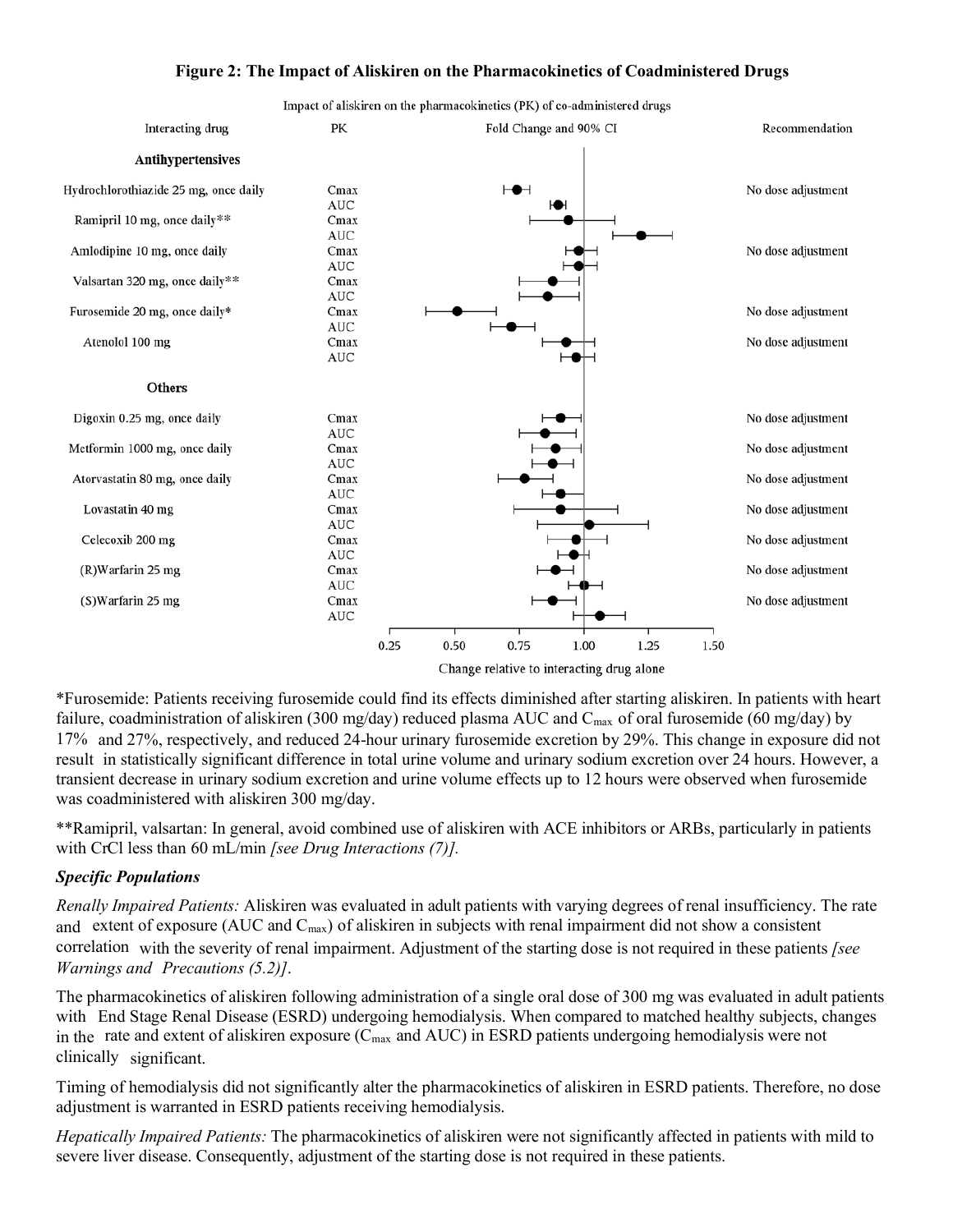**Figure 2: The Impact of Aliskiren on the Pharmacokinetics of Coadministered Drugs**

Impact of aliskiren on the pharmacokinetics (PK) of co-administered drugs

| Interacting drug | PK | Recommendation |
| --- | --- | --- |
| **Antihypertensives** | | |
| Hydrochlorothiazide 25 mg, once daily | Cmax | No dose adjustment |
| | AUC | |
| Ramipril 10 mg, once daily** | Cmax | |
| | AUC | |
| Amlodipine 10 mg, once daily | Cmax | No dose adjustment |
| | AUC | |
| Valsartan 320 mg, once daily** | Cmax | |
| | AUC | |
| Furosemide 20 mg, once daily* | Cmax | No dose adjustment |
| | AUC | |
| Atenolol 100 mg | Cmax | No dose adjustment |
| | AUC | |
| **Others** | | |
| Digoxin 0.25 mg, once daily | Cmax | No dose adjustment |
| | AUC | |
| Metformin 1000 mg, once daily | Cmax | No dose adjustment |
| | AUC | |
| Atorvastatin 80 mg, once daily | Cmax | No dose adjustment |
| | AUC | |
| Lovastatin 40 mg | Cmax | No dose adjustment |
| | AUC | |
| Celecoxib 200 mg | Cmax | No dose adjustment |
| | AUC | |
| (R)Warfarin 25 mg | Cmax | No dose adjustment |
| | AUC | |
| (S)Warfarin 25 mg | Cmax | No dose adjustment |
| | AUC | |

Fold Change and 90% CI (axis: 0.25, 0.50, 0.75, 1.00, 1.25, 1.50)

Change relative to interacting drug alone

*Furosemide: Patients receiving furosemide could find its effects diminished after starting aliskiren. In patients with heart failure, coadministration of aliskiren (300 mg/day) reduced plasma AUC and $C_{max}$ of oral furosemide (60 mg/day) by 17% and 27%, respectively, and reduced 24-hour urinary furosemide excretion by 29%. This change in exposure did not result in statistically significant difference in total urine volume and urinary sodium excretion over 24 hours. However, a transient decrease in urinary sodium excretion and urine volume effects up to 12 hours were observed when furosemide was coadministered with aliskiren 300 mg/day.

**Ramipril, valsartan: In general, avoid combined use of aliskiren with ACE inhibitors or ARBs, particularly in patients with CrCl less than 60 mL/min *[see Drug Interactions (7)]*.

***Specific Populations***

*Renally Impaired Patients:* Aliskiren was evaluated in adult patients with varying degrees of renal insufficiency. The rate and extent of exposure (AUC and $C_{max}$) of aliskiren in subjects with renal impairment did not show a consistent correlation with the severity of renal impairment. Adjustment of the starting dose is not required in these patients *[see Warnings and Precautions (5.2)]*.

The pharmacokinetics of aliskiren following administration of a single oral dose of 300 mg was evaluated in adult patients with End Stage Renal Disease (ESRD) undergoing hemodialysis. When compared to matched healthy subjects, changes in the rate and extent of aliskiren exposure ($C_{max}$ and AUC) in ESRD patients undergoing hemodialysis were not clinically significant.

Timing of hemodialysis did not significantly alter the pharmacokinetics of aliskiren in ESRD patients. Therefore, no dose adjustment is warranted in ESRD patients receiving hemodialysis.

*Hepatically Impaired Patients:* The pharmacokinetics of aliskiren were not significantly affected in patients with mild to severe liver disease. Consequently, adjustment of the starting dose is not required in these patients.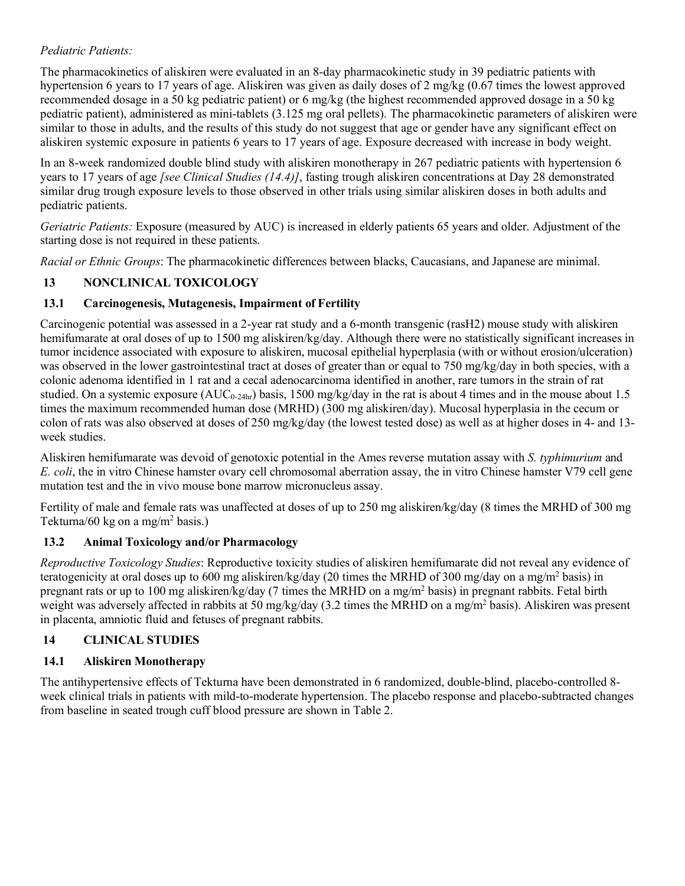*Pediatric Patients:*

The pharmacokinetics of aliskiren were evaluated in an 8-day pharmacokinetic study in 39 pediatric patients with hypertension 6 years to 17 years of age. Aliskiren was given as daily doses of 2 mg/kg (0.67 times the lowest approved recommended dosage in a 50 kg pediatric patient) or 6 mg/kg (the highest recommended approved dosage in a 50 kg pediatric patient), administered as mini-tablets (3.125 mg oral pellets). The pharmacokinetic parameters of aliskiren were similar to those in adults, and the results of this study do not suggest that age or gender have any significant effect on aliskiren systemic exposure in patients 6 years to 17 years of age. Exposure decreased with increase in body weight.

In an 8-week randomized double blind study with aliskiren monotherapy in 267 pediatric patients with hypertension 6 years to 17 years of age *[see Clinical Studies (14.4)]*, fasting trough aliskiren concentrations at Day 28 demonstrated similar drug trough exposure levels to those observed in other trials using similar aliskiren doses in both adults and pediatric patients.

*Geriatric Patients:* Exposure (measured by AUC) is increased in elderly patients 65 years and older. Adjustment of the starting dose is not required in these patients.

*Racial or Ethnic Groups*: The pharmacokinetic differences between blacks, Caucasians, and Japanese are minimal.

## 13 NONCLINICAL TOXICOLOGY

### 13.1 Carcinogenesis, Mutagenesis, Impairment of Fertility

Carcinogenic potential was assessed in a 2-year rat study and a 6-month transgenic (rasH2) mouse study with aliskiren hemifumarate at oral doses of up to 1500 mg aliskiren/kg/day. Although there were no statistically significant increases in tumor incidence associated with exposure to aliskiren, mucosal epithelial hyperplasia (with or without erosion/ulceration) was observed in the lower gastrointestinal tract at doses of greater than or equal to 750 mg/kg/day in both species, with a colonic adenoma identified in 1 rat and a cecal adenocarcinoma identified in another, rare tumors in the strain of rat studied. On a systemic exposure ($AUC_{0\text{-}24hr}$) basis, 1500 mg/kg/day in the rat is about 4 times and in the mouse about 1.5 times the maximum recommended human dose (MRHD) (300 mg aliskiren/day). Mucosal hyperplasia in the cecum or colon of rats was also observed at doses of 250 mg/kg/day (the lowest tested dose) as well as at higher doses in 4- and 13-week studies.

Aliskiren hemifumarate was devoid of genotoxic potential in the Ames reverse mutation assay with *S. typhimurium* and *E. coli*, the in vitro Chinese hamster ovary cell chromosomal aberration assay, the in vitro Chinese hamster V79 cell gene mutation test and the in vivo mouse bone marrow micronucleus assay.

Fertility of male and female rats was unaffected at doses of up to 250 mg aliskiren/kg/day (8 times the MRHD of 300 mg Tekturna/60 kg on a $mg/m^2$ basis.)

### 13.2 Animal Toxicology and/or Pharmacology

*Reproductive Toxicology Studies*: Reproductive toxicity studies of aliskiren hemifumarate did not reveal any evidence of teratogenicity at oral doses up to 600 mg aliskiren/kg/day (20 times the MRHD of 300 mg/day on a $mg/m^2$ basis) in pregnant rats or up to 100 mg aliskiren/kg/day (7 times the MRHD on a $mg/m^2$ basis) in pregnant rabbits. Fetal birth weight was adversely affected in rabbits at 50 mg/kg/day (3.2 times the MRHD on a $mg/m^2$ basis). Aliskiren was present in placenta, amniotic fluid and fetuses of pregnant rabbits.

## 14 CLINICAL STUDIES

### 14.1 Aliskiren Monotherapy

The antihypertensive effects of Tekturna have been demonstrated in 6 randomized, double-blind, placebo-controlled 8-week clinical trials in patients with mild-to-moderate hypertension. The placebo response and placebo-subtracted changes from baseline in seated trough cuff blood pressure are shown in Table 2.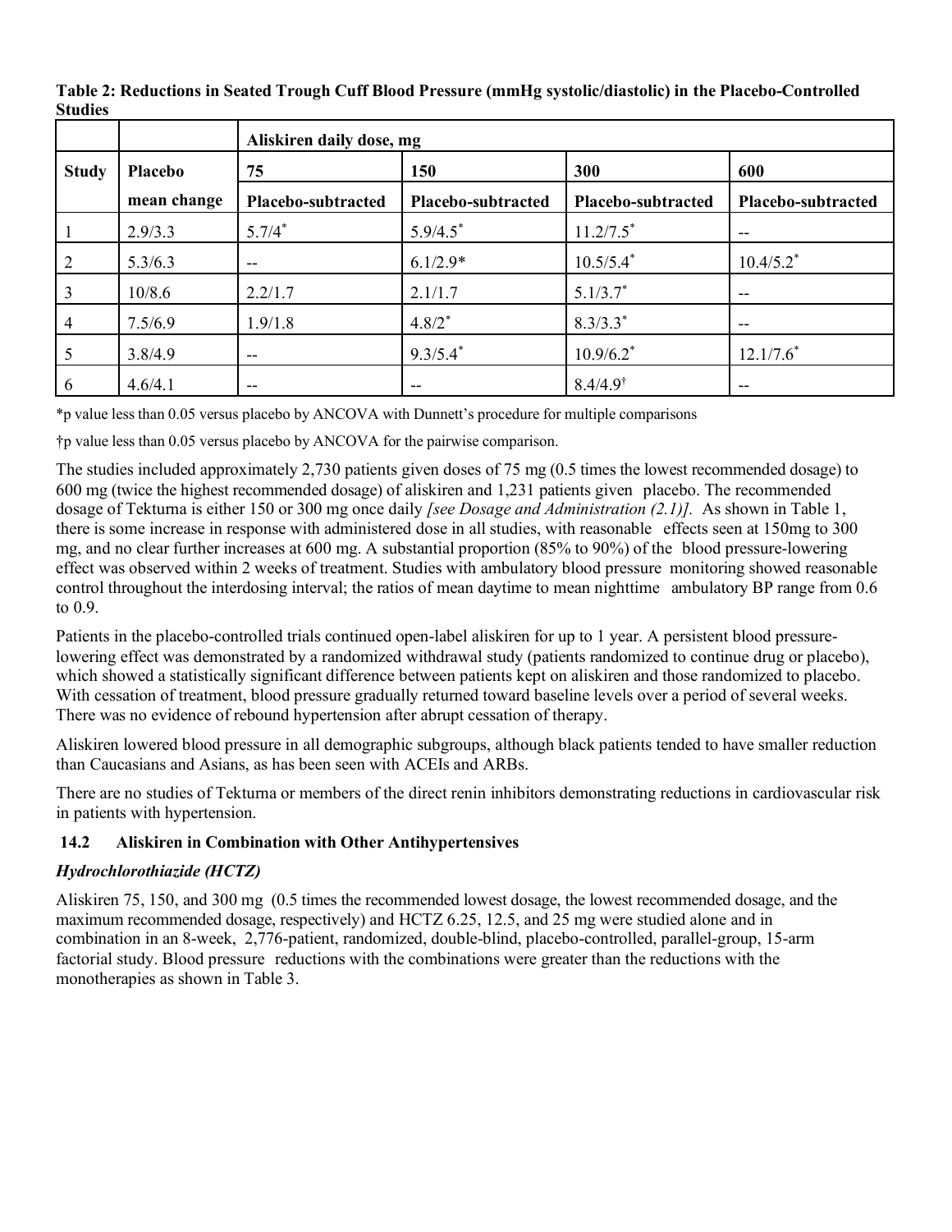**Table 2: Reductions in Seated Trough Cuff Blood Pressure (mmHg systolic/diastolic) in the Placebo-Controlled Studies**

| | | Aliskiren daily dose, mg | | | |
|---|---|---|---|---|---|
| Study | Placebo | 75 | 150 | 300 | 600 |
| | mean change | Placebo-subtracted | Placebo-subtracted | Placebo-subtracted | Placebo-subtracted |
| 1 | 2.9/3.3 | 5.7/4* | 5.9/4.5* | 11.2/7.5* | -- |
| 2 | 5.3/6.3 | -- | 6.1/2.9* | 10.5/5.4* | 10.4/5.2* |
| 3 | 10/8.6 | 2.2/1.7 | 2.1/1.7 | 5.1/3.7* | -- |
| 4 | 7.5/6.9 | 1.9/1.8 | 4.8/2* | 8.3/3.3* | -- |
| 5 | 3.8/4.9 | -- | 9.3/5.4* | 10.9/6.2* | 12.1/7.6* |
| 6 | 4.6/4.1 | -- | -- | 8.4/4.9† | -- |

*p value less than 0.05 versus placebo by ANCOVA with Dunnett's procedure for multiple comparisons

†p value less than 0.05 versus placebo by ANCOVA for the pairwise comparison.

The studies included approximately 2,730 patients given doses of 75 mg (0.5 times the lowest recommended dosage) to 600 mg (twice the highest recommended dosage) of aliskiren and 1,231 patients given placebo. The recommended dosage of Tekturna is either 150 or 300 mg once daily *[see Dosage and Administration (2.1)].* As shown in Table 1, there is some increase in response with administered dose in all studies, with reasonable effects seen at 150mg to 300 mg, and no clear further increases at 600 mg. A substantial proportion (85% to 90%) of the blood pressure-lowering effect was observed within 2 weeks of treatment. Studies with ambulatory blood pressure monitoring showed reasonable control throughout the interdosing interval; the ratios of mean daytime to mean nighttime ambulatory BP range from 0.6 to 0.9.

Patients in the placebo-controlled trials continued open-label aliskiren for up to 1 year. A persistent blood pressure-lowering effect was demonstrated by a randomized withdrawal study (patients randomized to continue drug or placebo), which showed a statistically significant difference between patients kept on aliskiren and those randomized to placebo. With cessation of treatment, blood pressure gradually returned toward baseline levels over a period of several weeks. There was no evidence of rebound hypertension after abrupt cessation of therapy.

Aliskiren lowered blood pressure in all demographic subgroups, although black patients tended to have smaller reduction than Caucasians and Asians, as has been seen with ACEIs and ARBs.

There are no studies of Tekturna or members of the direct renin inhibitors demonstrating reductions in cardiovascular risk in patients with hypertension.

### 14.2 Aliskiren in Combination with Other Antihypertensives

***Hydrochlorothiazide (HCTZ)***

Aliskiren 75, 150, and 300 mg (0.5 times the recommended lowest dosage, the lowest recommended dosage, and the maximum recommended dosage, respectively) and HCTZ 6.25, 12.5, and 25 mg were studied alone and in combination in an 8-week, 2,776-patient, randomized, double-blind, placebo-controlled, parallel-group, 15-arm factorial study. Blood pressure reductions with the combinations were greater than the reductions with the monotherapies as shown in Table 3.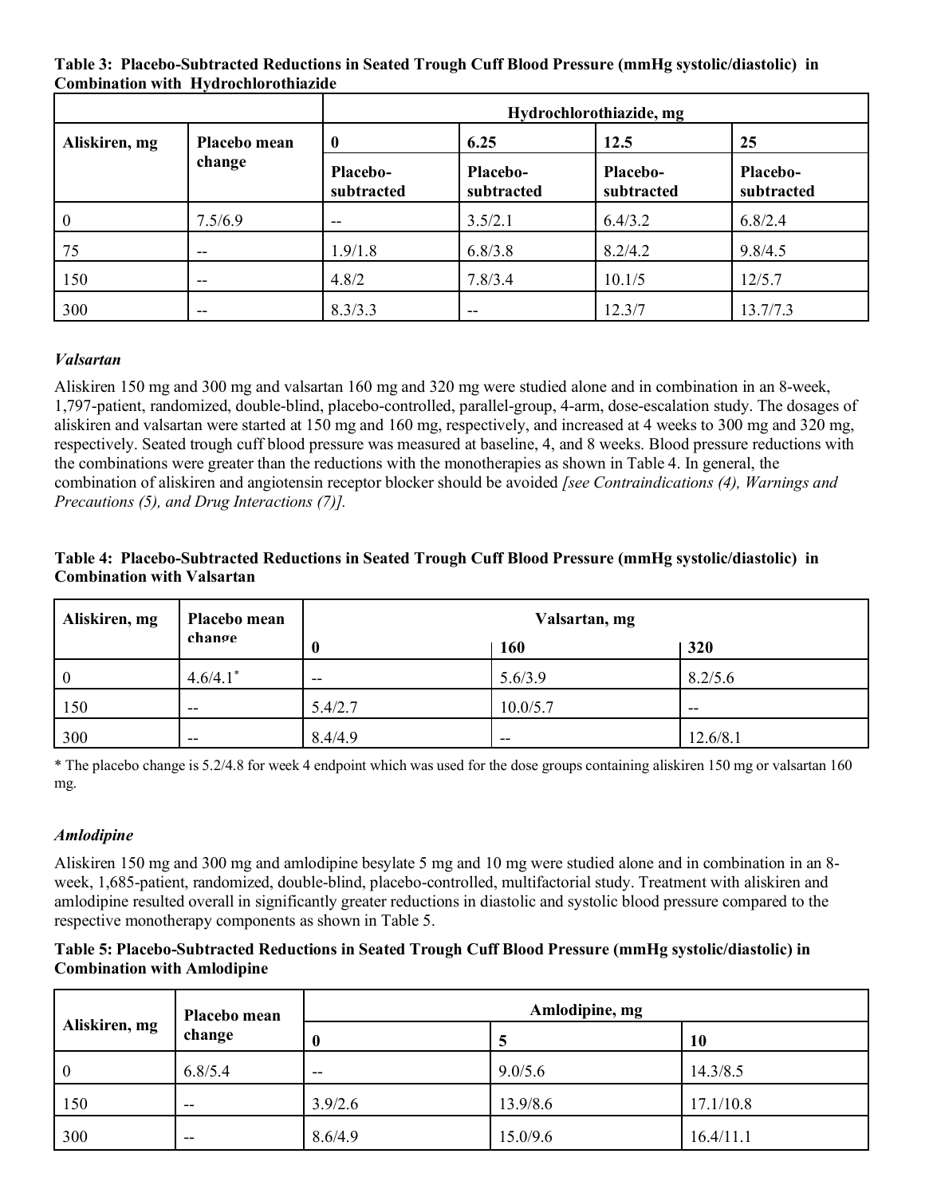**Table 3: Placebo-Subtracted Reductions in Seated Trough Cuff Blood Pressure (mmHg systolic/diastolic) in Combination with Hydrochlorothiazide**

| Aliskiren, mg | Placebo mean change | Hydrochlorothiazide, mg | | | |
|---|---|---|---|---|---|
| | | 0 | 6.25 | 12.5 | 25 |
| | | Placebo-subtracted | Placebo-subtracted | Placebo-subtracted | Placebo-subtracted |
| 0 | 7.5/6.9 | -- | 3.5/2.1 | 6.4/3.2 | 6.8/2.4 |
| 75 | -- | 1.9/1.8 | 6.8/3.8 | 8.2/4.2 | 9.8/4.5 |
| 150 | -- | 4.8/2 | 7.8/3.4 | 10.1/5 | 12/5.7 |
| 300 | -- | 8.3/3.3 | -- | 12.3/7 | 13.7/7.3 |

*Valsartan*

Aliskiren 150 mg and 300 mg and valsartan 160 mg and 320 mg were studied alone and in combination in an 8-week, 1,797-patient, randomized, double-blind, placebo-controlled, parallel-group, 4-arm, dose-escalation study. The dosages of aliskiren and valsartan were started at 150 mg and 160 mg, respectively, and increased at 4 weeks to 300 mg and 320 mg, respectively. Seated trough cuff blood pressure was measured at baseline, 4, and 8 weeks. Blood pressure reductions with the combinations were greater than the reductions with the monotherapies as shown in Table 4. In general, the combination of aliskiren and angiotensin receptor blocker should be avoided *[see Contraindications (4), Warnings and Precautions (5), and Drug Interactions (7)].*

**Table 4: Placebo-Subtracted Reductions in Seated Trough Cuff Blood Pressure (mmHg systolic/diastolic) in Combination with Valsartan**

| Aliskiren, mg | Placebo mean change | Valsartan, mg | | |
|---|---|---|---|---|
| | | 0 | 160 | 320 |
| 0 | 4.6/4.1* | -- | 5.6/3.9 | 8.2/5.6 |
| 150 | -- | 5.4/2.7 | 10.0/5.7 | -- |
| 300 | -- | 8.4/4.9 | -- | 12.6/8.1 |

* The placebo change is 5.2/4.8 for week 4 endpoint which was used for the dose groups containing aliskiren 150 mg or valsartan 160 mg.

*Amlodipine*

Aliskiren 150 mg and 300 mg and amlodipine besylate 5 mg and 10 mg were studied alone and in combination in an 8-week, 1,685-patient, randomized, double-blind, placebo-controlled, multifactorial study. Treatment with aliskiren and amlodipine resulted overall in significantly greater reductions in diastolic and systolic blood pressure compared to the respective monotherapy components as shown in Table 5.

**Table 5: Placebo-Subtracted Reductions in Seated Trough Cuff Blood Pressure (mmHg systolic/diastolic) in Combination with Amlodipine**

| Aliskiren, mg | Placebo mean change | Amlodipine, mg | | |
|---|---|---|---|---|
| | | 0 | 5 | 10 |
| 0 | 6.8/5.4 | -- | 9.0/5.6 | 14.3/8.5 |
| 150 | -- | 3.9/2.6 | 13.9/8.6 | 17.1/10.8 |
| 300 | -- | 8.6/4.9 | 15.0/9.6 | 16.4/11.1 |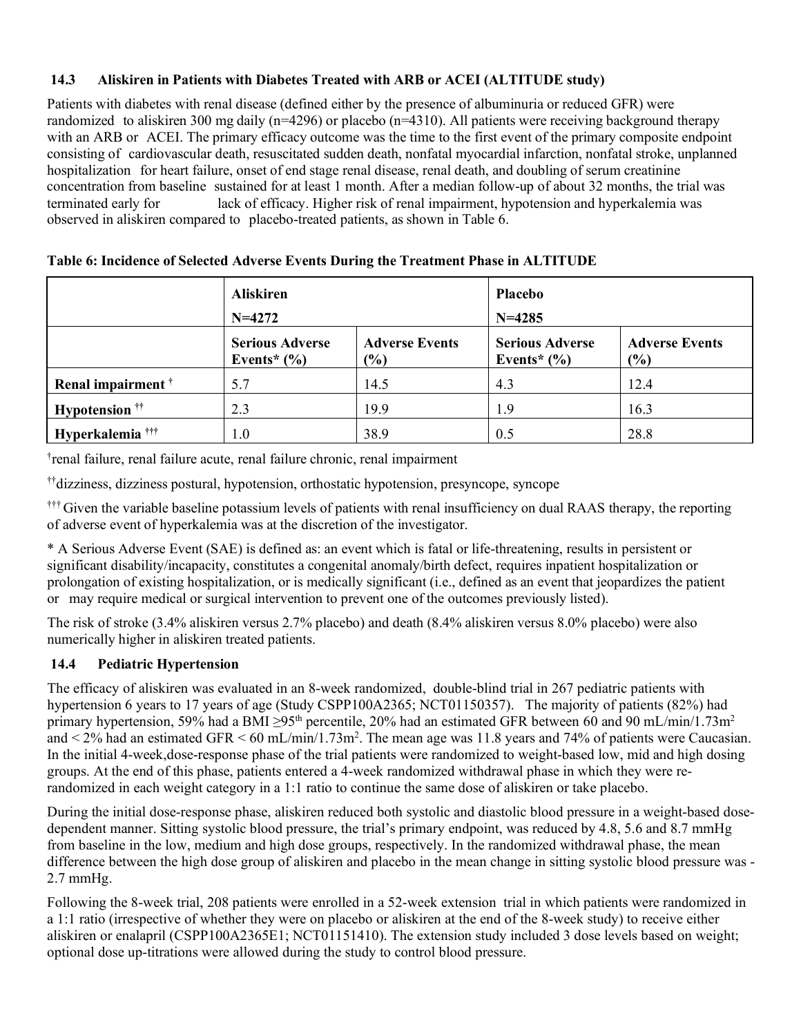### 14.3 Aliskiren in Patients with Diabetes Treated with ARB or ACEI (ALTITUDE study)

Patients with diabetes with renal disease (defined either by the presence of albuminuria or reduced GFR) were randomized to aliskiren 300 mg daily (n=4296) or placebo (n=4310). All patients were receiving background therapy with an ARB or ACEI. The primary efficacy outcome was the time to the first event of the primary composite endpoint consisting of cardiovascular death, resuscitated sudden death, nonfatal myocardial infarction, nonfatal stroke, unplanned hospitalization for heart failure, onset of end stage renal disease, renal death, and doubling of serum creatinine concentration from baseline sustained for at least 1 month. After a median follow-up of about 32 months, the trial was terminated early for lack of efficacy. Higher risk of renal impairment, hypotension and hyperkalemia was observed in aliskiren compared to placebo-treated patients, as shown in Table 6.

**Table 6: Incidence of Selected Adverse Events During the Treatment Phase in ALTITUDE**

| | **Aliskiren N=4272** | | **Placebo N=4285** | |
|---|---|---|---|---|
| | **Serious Adverse Events* (%)** | **Adverse Events (%)** | **Serious Adverse Events* (%)** | **Adverse Events (%)** |
| **Renal impairment †** | 5.7 | 14.5 | 4.3 | 12.4 |
| **Hypotension ††** | 2.3 | 19.9 | 1.9 | 16.3 |
| **Hyperkalemia †††** | 1.0 | 38.9 | 0.5 | 28.8 |

†renal failure, renal failure acute, renal failure chronic, renal impairment

††dizziness, dizziness postural, hypotension, orthostatic hypotension, presyncope, syncope

††† Given the variable baseline potassium levels of patients with renal insufficiency on dual RAAS therapy, the reporting of adverse event of hyperkalemia was at the discretion of the investigator.

* A Serious Adverse Event (SAE) is defined as: an event which is fatal or life-threatening, results in persistent or significant disability/incapacity, constitutes a congenital anomaly/birth defect, requires inpatient hospitalization or prolongation of existing hospitalization, or is medically significant (i.e., defined as an event that jeopardizes the patient or may require medical or surgical intervention to prevent one of the outcomes previously listed).

The risk of stroke (3.4% aliskiren versus 2.7% placebo) and death (8.4% aliskiren versus 8.0% placebo) were also numerically higher in aliskiren treated patients.

### 14.4 Pediatric Hypertension

The efficacy of aliskiren was evaluated in an 8-week randomized, double-blind trial in 267 pediatric patients with hypertension 6 years to 17 years of age (Study CSPP100A2365; NCT01150357). The majority of patients (82%) had primary hypertension, 59% had a BMI ≥95th percentile, 20% had an estimated GFR between 60 and 90 mL/min/1.73m$^2$ and < 2% had an estimated GFR < 60 mL/min/1.73m$^2$. The mean age was 11.8 years and 74% of patients were Caucasian. In the initial 4-week,dose-response phase of the trial patients were randomized to weight-based low, mid and high dosing groups. At the end of this phase, patients entered a 4-week randomized withdrawal phase in which they were re-randomized in each weight category in a 1:1 ratio to continue the same dose of aliskiren or take placebo.

During the initial dose-response phase, aliskiren reduced both systolic and diastolic blood pressure in a weight-based dose-dependent manner. Sitting systolic blood pressure, the trial's primary endpoint, was reduced by 4.8, 5.6 and 8.7 mmHg from baseline in the low, medium and high dose groups, respectively. In the randomized withdrawal phase, the mean difference between the high dose group of aliskiren and placebo in the mean change in sitting systolic blood pressure was -2.7 mmHg.

Following the 8-week trial, 208 patients were enrolled in a 52-week extension trial in which patients were randomized in a 1:1 ratio (irrespective of whether they were on placebo or aliskiren at the end of the 8-week study) to receive either aliskiren or enalapril (CSPP100A2365E1; NCT01151410). The extension study included 3 dose levels based on weight; optional dose up-titrations were allowed during the study to control blood pressure.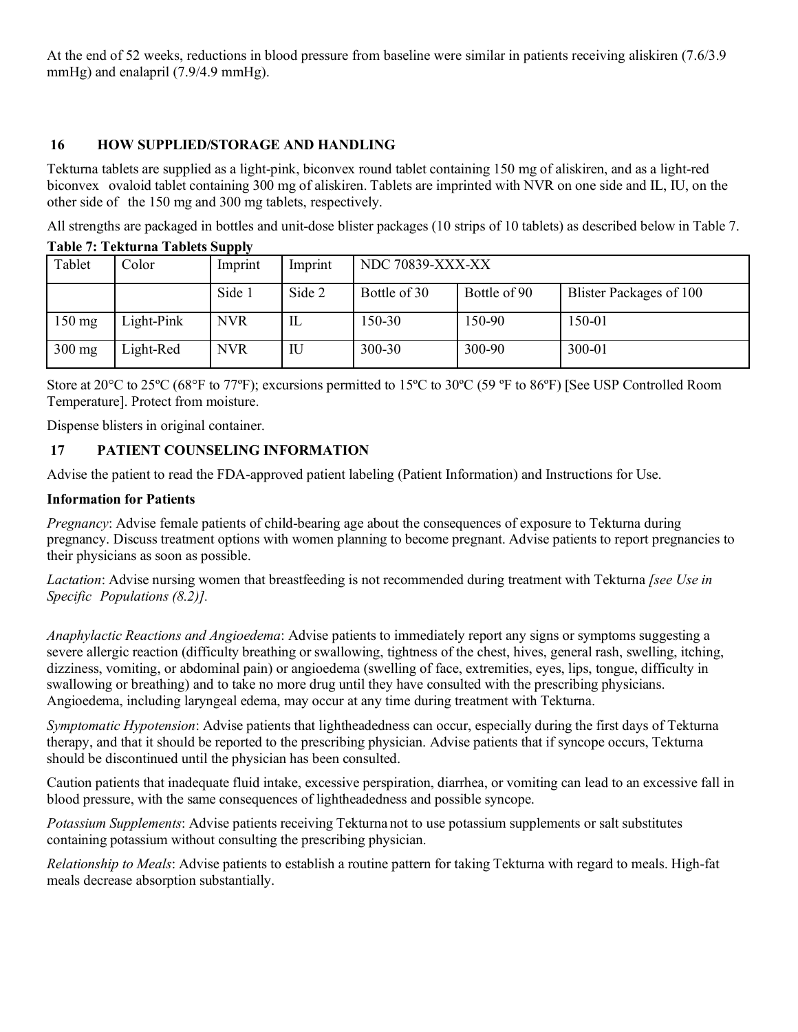At the end of 52 weeks, reductions in blood pressure from baseline were similar in patients receiving aliskiren (7.6/3.9 mmHg) and enalapril (7.9/4.9 mmHg).

## 16 HOW SUPPLIED/STORAGE AND HANDLING

Tekturna tablets are supplied as a light-pink, biconvex round tablet containing 150 mg of aliskiren, and as a light-red biconvex ovaloid tablet containing 300 mg of aliskiren. Tablets are imprinted with NVR on one side and IL, IU, on the other side of the 150 mg and 300 mg tablets, respectively.

All strengths are packaged in bottles and unit-dose blister packages (10 strips of 10 tablets) as described below in Table 7.

**Table 7: Tekturna Tablets Supply**

| Tablet | Color | Imprint | Imprint | NDC 70839-XXX-XX | | |
|---|---|---|---|---|---|---|
| | | Side 1 | Side 2 | Bottle of 30 | Bottle of 90 | Blister Packages of 100 |
| 150 mg | Light-Pink | NVR | IL | 150-30 | 150-90 | 150-01 |
| 300 mg | Light-Red | NVR | IU | 300-30 | 300-90 | 300-01 |

Store at 20°C to 25ºC (68°F to 77ºF); excursions permitted to 15ºC to 30ºC (59 ºF to 86ºF) [See USP Controlled Room Temperature]. Protect from moisture.

Dispense blisters in original container.

## 17 PATIENT COUNSELING INFORMATION

Advise the patient to read the FDA-approved patient labeling (Patient Information) and Instructions for Use.

**Information for Patients**

*Pregnancy*: Advise female patients of child-bearing age about the consequences of exposure to Tekturna during pregnancy. Discuss treatment options with women planning to become pregnant. Advise patients to report pregnancies to their physicians as soon as possible.

*Lactation*: Advise nursing women that breastfeeding is not recommended during treatment with Tekturna *[see Use in Specific Populations (8.2)].*

*Anaphylactic Reactions and Angioedema*: Advise patients to immediately report any signs or symptoms suggesting a severe allergic reaction (difficulty breathing or swallowing, tightness of the chest, hives, general rash, swelling, itching, dizziness, vomiting, or abdominal pain) or angioedema (swelling of face, extremities, eyes, lips, tongue, difficulty in swallowing or breathing) and to take no more drug until they have consulted with the prescribing physicians. Angioedema, including laryngeal edema, may occur at any time during treatment with Tekturna.

*Symptomatic Hypotension*: Advise patients that lightheadedness can occur, especially during the first days of Tekturna therapy, and that it should be reported to the prescribing physician. Advise patients that if syncope occurs, Tekturna should be discontinued until the physician has been consulted.

Caution patients that inadequate fluid intake, excessive perspiration, diarrhea, or vomiting can lead to an excessive fall in blood pressure, with the same consequences of lightheadedness and possible syncope.

*Potassium Supplements*: Advise patients receiving Tekturna not to use potassium supplements or salt substitutes containing potassium without consulting the prescribing physician.

*Relationship to Meals*: Advise patients to establish a routine pattern for taking Tekturna with regard to meals. High-fat meals decrease absorption substantially.